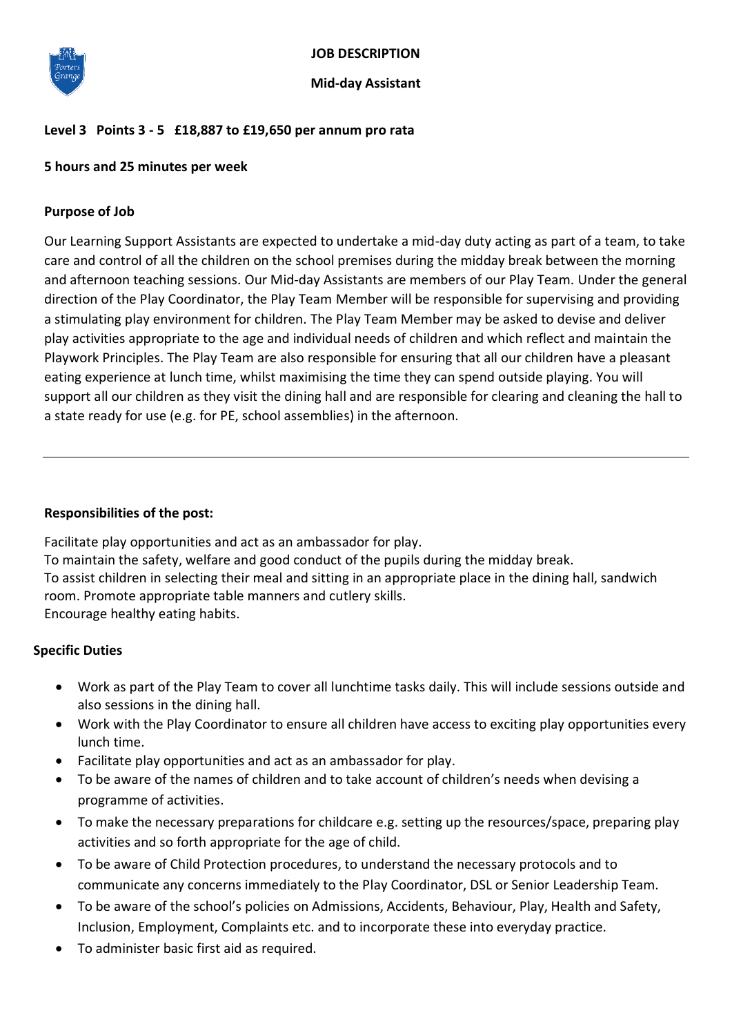# JOB DESCRIPTION

## Mid-day Assistant

**Level 3 Points 3 - 5 £18,887 to £19,650 per annum pro rata**

**5 hours and 25 minutes per week**

**Purpose of Job**

Our Learning Support Assistants are expected to undertake a mid-day duty acting as part of a team, to take care and control of all the children on the school premises during the midday break between the morning and afternoon teaching sessions. Our Mid-day Assistants are members of our Play Team. Under the general direction of the Play Coordinator, the Play Team Member will be responsible for supervising and providing a stimulating play environment for children. The Play Team Member may be asked to devise and deliver play activities appropriate to the age and individual needs of children and which reflect and maintain the Playwork Principles. The Play Team are also responsible for ensuring that all our children have a pleasant eating experience at lunch time, whilst maximising the time they can spend outside playing. You will support all our children as they visit the dining hall and are responsible for clearing and cleaning the hall to a state ready for use (e.g. for PE, school assemblies) in the afternoon.

---

**Responsibilities of the post:**

Facilitate play opportunities and act as an ambassador for play.
To maintain the safety, welfare and good conduct of the pupils during the midday break.
To assist children in selecting their meal and sitting in an appropriate place in the dining hall, sandwich room. Promote appropriate table manners and cutlery skills.
Encourage healthy eating habits.

**Specific Duties**

- Work as part of the Play Team to cover all lunchtime tasks daily. This will include sessions outside and also sessions in the dining hall.
- Work with the Play Coordinator to ensure all children have access to exciting play opportunities every lunch time.
- Facilitate play opportunities and act as an ambassador for play.
- To be aware of the names of children and to take account of children's needs when devising a programme of activities.
- To make the necessary preparations for childcare e.g. setting up the resources/space, preparing play activities and so forth appropriate for the age of child.
- To be aware of Child Protection procedures, to understand the necessary protocols and to communicate any concerns immediately to the Play Coordinator, DSL or Senior Leadership Team.
- To be aware of the school's policies on Admissions, Accidents, Behaviour, Play, Health and Safety, Inclusion, Employment, Complaints etc. and to incorporate these into everyday practice.
- To administer basic first aid as required.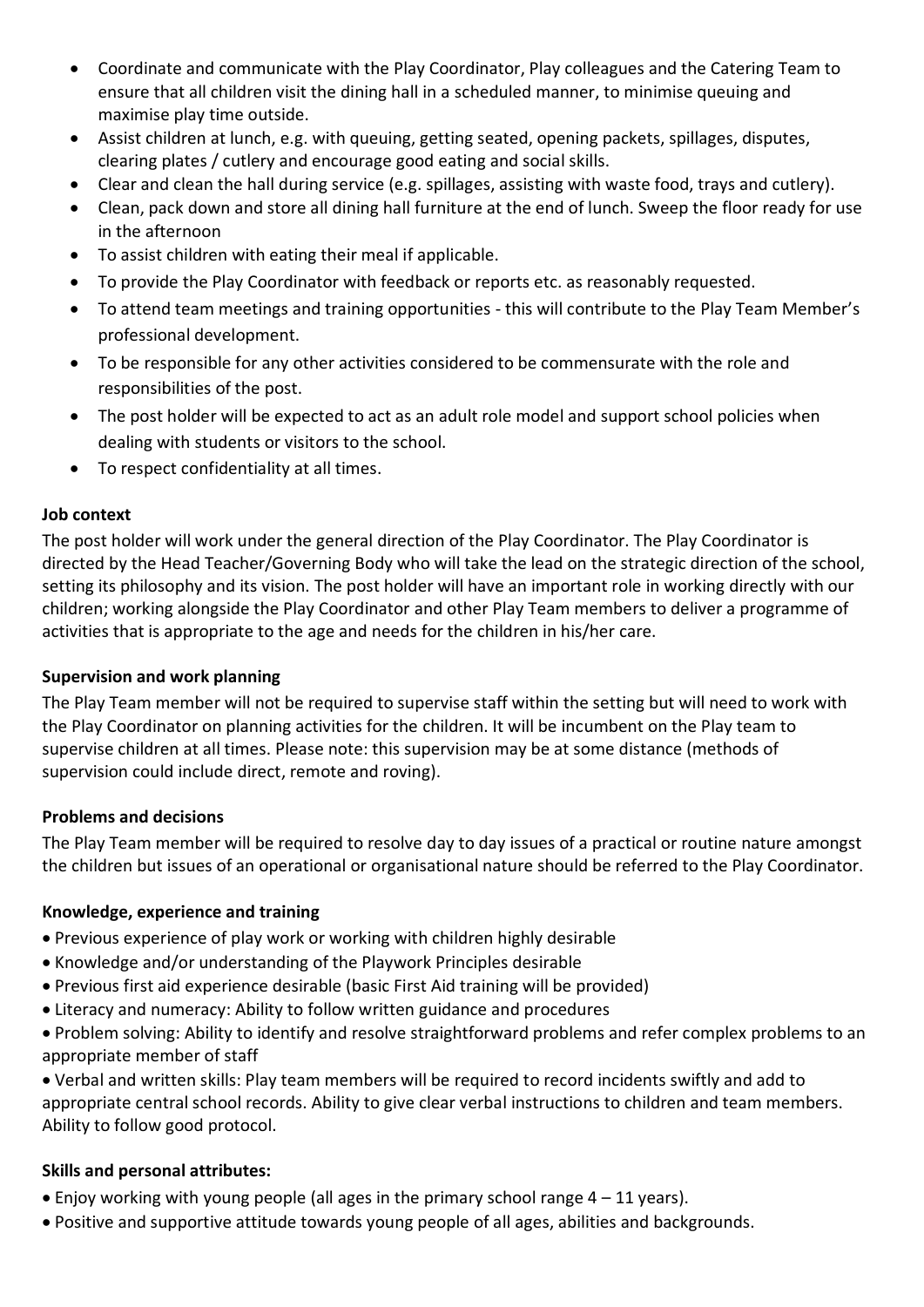- Coordinate and communicate with the Play Coordinator, Play colleagues and the Catering Team to ensure that all children visit the dining hall in a scheduled manner, to minimise queuing and maximise play time outside.
- Assist children at lunch, e.g. with queuing, getting seated, opening packets, spillages, disputes, clearing plates / cutlery and encourage good eating and social skills.
- Clear and clean the hall during service (e.g. spillages, assisting with waste food, trays and cutlery).
- Clean, pack down and store all dining hall furniture at the end of lunch. Sweep the floor ready for use in the afternoon
- To assist children with eating their meal if applicable.
- To provide the Play Coordinator with feedback or reports etc. as reasonably requested.
- To attend team meetings and training opportunities - this will contribute to the Play Team Member's professional development.
- To be responsible for any other activities considered to be commensurate with the role and responsibilities of the post.
- The post holder will be expected to act as an adult role model and support school policies when dealing with students or visitors to the school.
- To respect confidentiality at all times.

**Job context**

The post holder will work under the general direction of the Play Coordinator. The Play Coordinator is directed by the Head Teacher/Governing Body who will take the lead on the strategic direction of the school, setting its philosophy and its vision. The post holder will have an important role in working directly with our children; working alongside the Play Coordinator and other Play Team members to deliver a programme of activities that is appropriate to the age and needs for the children in his/her care.

**Supervision and work planning**

The Play Team member will not be required to supervise staff within the setting but will need to work with the Play Coordinator on planning activities for the children. It will be incumbent on the Play team to supervise children at all times. Please note: this supervision may be at some distance (methods of supervision could include direct, remote and roving).

**Problems and decisions**

The Play Team member will be required to resolve day to day issues of a practical or routine nature amongst the children but issues of an operational or organisational nature should be referred to the Play Coordinator.

**Knowledge, experience and training**

- Previous experience of play work or working with children highly desirable
- Knowledge and/or understanding of the Playwork Principles desirable
- Previous first aid experience desirable (basic First Aid training will be provided)
- Literacy and numeracy: Ability to follow written guidance and procedures
- Problem solving: Ability to identify and resolve straightforward problems and refer complex problems to an appropriate member of staff
- Verbal and written skills: Play team members will be required to record incidents swiftly and add to appropriate central school records. Ability to give clear verbal instructions to children and team members. Ability to follow good protocol.

**Skills and personal attributes:**

- Enjoy working with young people (all ages in the primary school range 4 – 11 years).
- Positive and supportive attitude towards young people of all ages, abilities and backgrounds.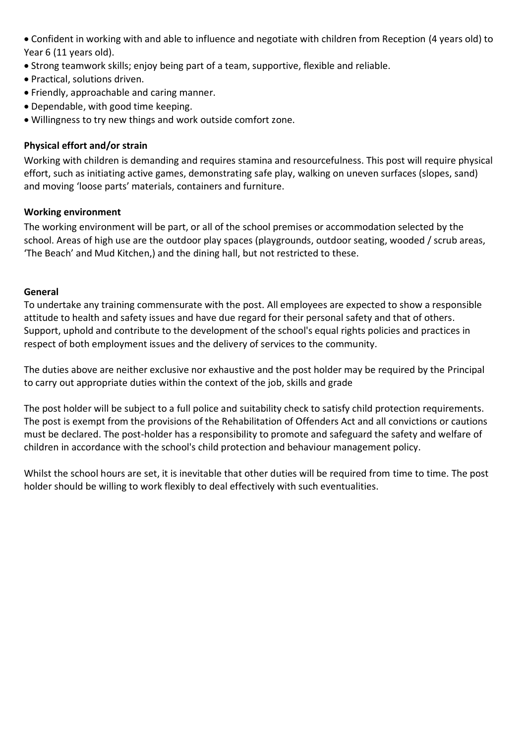- Confident in working with and able to influence and negotiate with children from Reception (4 years old) to Year 6 (11 years old).
- Strong teamwork skills; enjoy being part of a team, supportive, flexible and reliable.
- Practical, solutions driven.
- Friendly, approachable and caring manner.
- Dependable, with good time keeping.
- Willingness to try new things and work outside comfort zone.

**Physical effort and/or strain**

Working with children is demanding and requires stamina and resourcefulness. This post will require physical effort, such as initiating active games, demonstrating safe play, walking on uneven surfaces (slopes, sand) and moving 'loose parts' materials, containers and furniture.

**Working environment**

The working environment will be part, or all of the school premises or accommodation selected by the school. Areas of high use are the outdoor play spaces (playgrounds, outdoor seating, wooded / scrub areas, 'The Beach' and Mud Kitchen,) and the dining hall, but not restricted to these.

**General**

To undertake any training commensurate with the post. All employees are expected to show a responsible attitude to health and safety issues and have due regard for their personal safety and that of others. Support, uphold and contribute to the development of the school's equal rights policies and practices in respect of both employment issues and the delivery of services to the community.

The duties above are neither exclusive nor exhaustive and the post holder may be required by the Principal to carry out appropriate duties within the context of the job, skills and grade

The post holder will be subject to a full police and suitability check to satisfy child protection requirements. The post is exempt from the provisions of the Rehabilitation of Offenders Act and all convictions or cautions must be declared. The post-holder has a responsibility to promote and safeguard the safety and welfare of children in accordance with the school's child protection and behaviour management policy.

Whilst the school hours are set, it is inevitable that other duties will be required from time to time. The post holder should be willing to work flexibly to deal effectively with such eventualities.